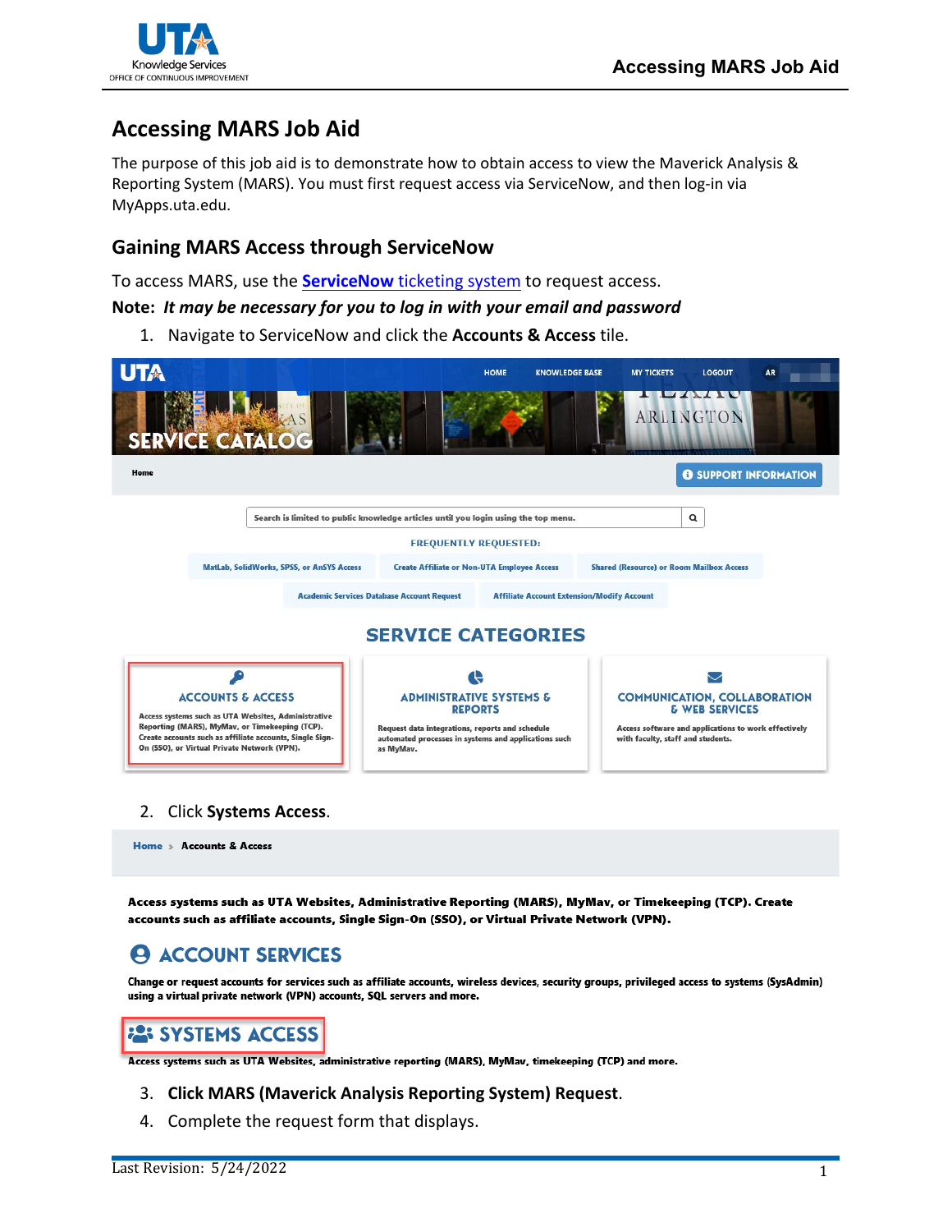# Accessing MARS Job Aid

The purpose of this job aid is to demonstrate how to obtain access to view the Maverick Analysis & Reporting System (MARS). You must first request access via ServiceNow, and then log-in via MyApps.uta.edu.

## Gaining MARS Access through ServiceNow

To access MARS, use the **ServiceNow** ticketing system to request access.

**Note:** ***It may be necessary for you to log in with your email and password***

1. Navigate to ServiceNow and click the **Accounts & Access** tile.

2. Click **Systems Access**.

3. **Click MARS (Maverick Analysis Reporting System) Request**.
4. Complete the request form that displays.

Last Revision: 5/24/2022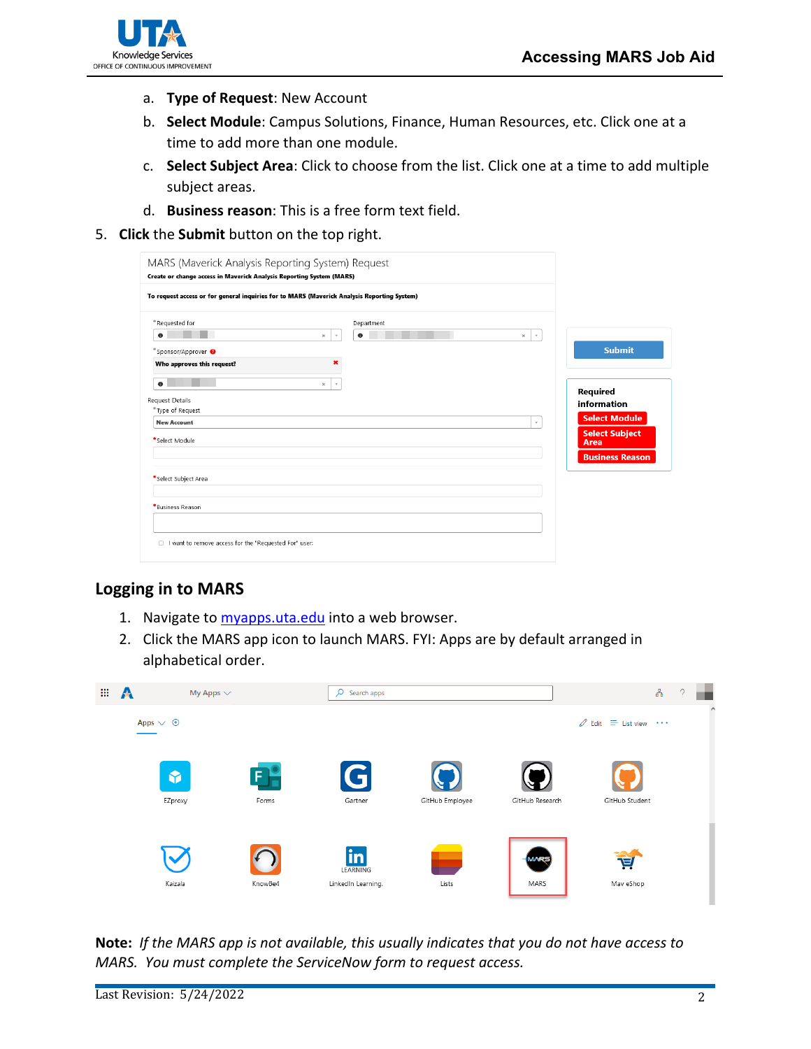a. **Type of Request**: New Account
b. **Select Module**: Campus Solutions, Finance, Human Resources, etc. Click one at a time to add more than one module.
c. **Select Subject Area**: Click to choose from the list. Click one at a time to add multiple subject areas.
d. **Business reason**: This is a free form text field.

5. **Click** the **Submit** button on the top right.

## Logging in to MARS

1. Navigate to [myapps.uta.edu](myapps.uta.edu) into a web browser.
2. Click the MARS app icon to launch MARS. FYI: Apps are by default arranged in alphabetical order.

**Note:** *If the MARS app is not available, this usually indicates that you do not have access to MARS. You must complete the ServiceNow form to request access.*

Last Revision: 5/24/2022